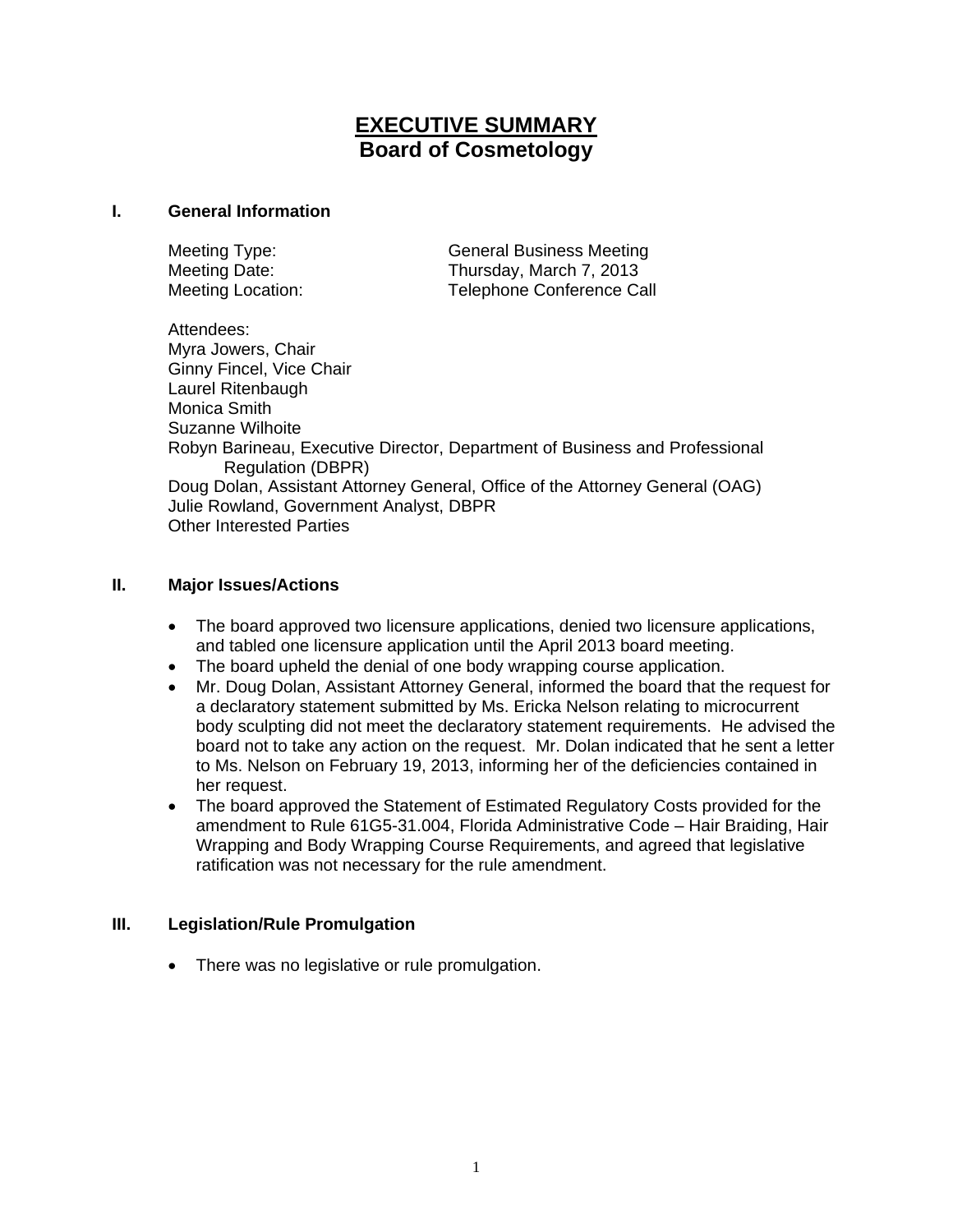# **EXECUTIVE SUMMARY**
## Board of Cosmetology

### I. General Information

Meeting Type: General Business Meeting
Meeting Date: Thursday, March 7, 2013
Meeting Location: Telephone Conference Call

Attendees:
Myra Jowers, Chair
Ginny Fincel, Vice Chair
Laurel Ritenbaugh
Monica Smith
Suzanne Wilhoite
Robyn Barineau, Executive Director, Department of Business and Professional Regulation (DBPR)
Doug Dolan, Assistant Attorney General, Office of the Attorney General (OAG)
Julie Rowland, Government Analyst, DBPR
Other Interested Parties

### II. Major Issues/Actions

- The board approved two licensure applications, denied two licensure applications, and tabled one licensure application until the April 2013 board meeting.
- The board upheld the denial of one body wrapping course application.
- Mr. Doug Dolan, Assistant Attorney General, informed the board that the request for a declaratory statement submitted by Ms. Ericka Nelson relating to microcurrent body sculpting did not meet the declaratory statement requirements. He advised the board not to take any action on the request. Mr. Dolan indicated that he sent a letter to Ms. Nelson on February 19, 2013, informing her of the deficiencies contained in her request.
- The board approved the Statement of Estimated Regulatory Costs provided for the amendment to Rule 61G5-31.004, Florida Administrative Code – Hair Braiding, Hair Wrapping and Body Wrapping Course Requirements, and agreed that legislative ratification was not necessary for the rule amendment.

### III. Legislation/Rule Promulgation

- There was no legislative or rule promulgation.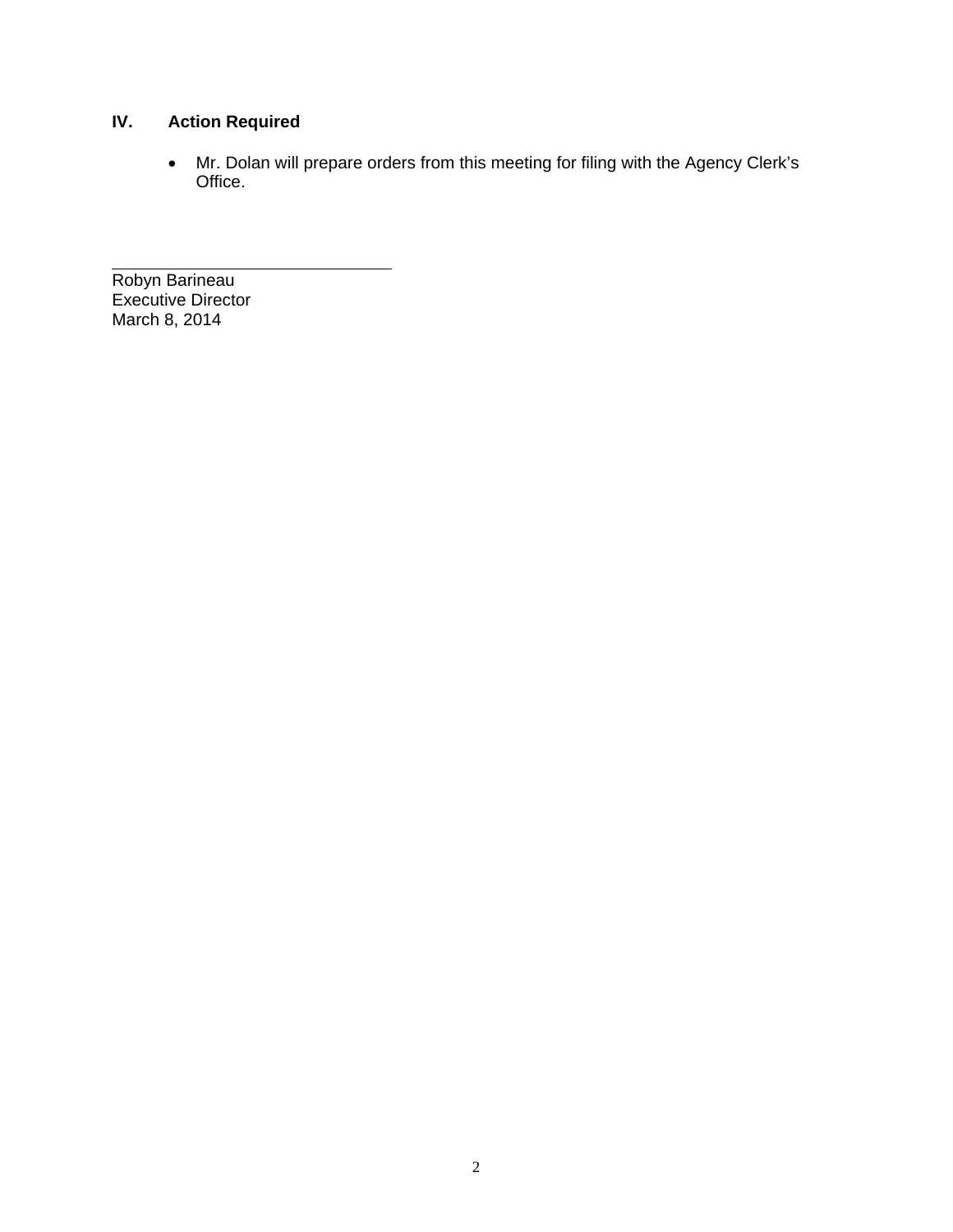## IV. Action Required

- Mr. Dolan will prepare orders from this meeting for filing with the Agency Clerk's Office.

\_\_\_\_\_\_\_\_\_\_\_\_\_\_\_\_\_\_\_\_\_\_\_\_\_\_\_\_\_\_

Robyn Barineau
Executive Director
March 8, 2014